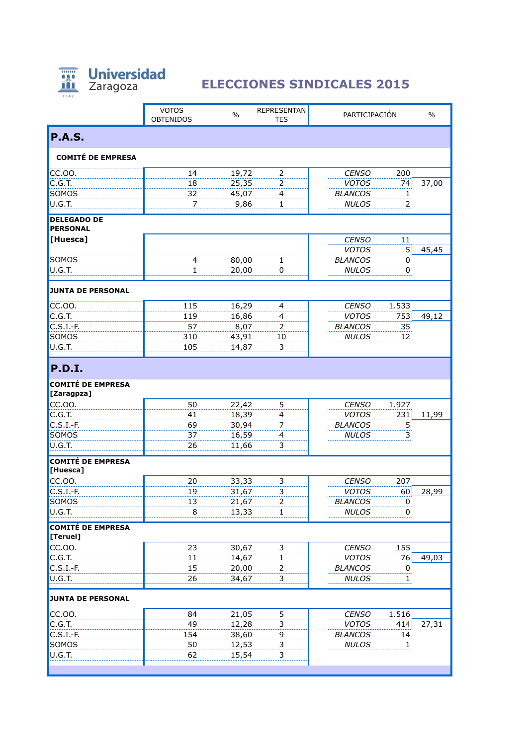Universidad Zaragoza

# ELECCIONES SINDICALES 2015

| | VOTOS OBTENIDOS | % | REPRESENTANTES | PARTICIPACIÓN | | % |
|---|---|---|---|---|---|---|
| **P.A.S.** | | | | | | |
| **COMITÉ DE EMPRESA** | | | | | | |
| CC.OO. | 14 | 19,72 | 2 | *CENSO* | 200 | |
| C.G.T. | 18 | 25,35 | 2 | *VOTOS* | 74 | 37,00 |
| SOMOS | 32 | 45,07 | 4 | *BLANCOS* | 1 | |
| U.G.T. | 7 | 9,86 | 1 | *NULOS* | 2 | |
| **DELEGADO DE PERSONAL [Huesca]** | | | | *CENSO* | 11 | |
| | | | | *VOTOS* | 5 | 45,45 |
| SOMOS | 4 | 80,00 | 1 | *BLANCOS* | 0 | |
| U.G.T. | 1 | 20,00 | 0 | *NULOS* | 0 | |
| **JUNTA DE PERSONAL** | | | | | | |
| CC.OO. | 115 | 16,29 | 4 | *CENSO* | 1.533 | |
| C.G.T. | 119 | 16,86 | 4 | *VOTOS* | 753 | 49,12 |
| C.S.I.-F. | 57 | 8,07 | 2 | *BLANCOS* | 35 | |
| SOMOS | 310 | 43,91 | 10 | *NULOS* | 12 | |
| U.G.T. | 105 | 14,87 | 3 | | | |
| **P.D.I.** | | | | | | |
| **COMITÉ DE EMPRESA [Zaragpza]** | | | | | | |
| CC.OO. | 50 | 22,42 | 5 | *CENSO* | 1.927 | |
| C.G.T. | 41 | 18,39 | 4 | *VOTOS* | 231 | 11,99 |
| C.S.I.-F. | 69 | 30,94 | 7 | *BLANCOS* | 5 | |
| SOMOS | 37 | 16,59 | 4 | *NULOS* | 3 | |
| U.G.T. | 26 | 11,66 | 3 | | | |
| **COMITÉ DE EMPRESA [Huesca]** | | | | | | |
| CC.OO. | 20 | 33,33 | 3 | *CENSO* | 207 | |
| C.S.I.-F. | 19 | 31,67 | 3 | *VOTOS* | 60 | 28,99 |
| SOMOS | 13 | 21,67 | 2 | *BLANCOS* | 0 | |
| U.G.T. | 8 | 13,33 | 1 | *NULOS* | 0 | |
| **COMITÉ DE EMPRESA [Teruel]** | | | | | | |
| CC.OO. | 23 | 30,67 | 3 | *CENSO* | 155 | |
| C.G.T. | 11 | 14,67 | 1 | *VOTOS* | 76 | 49,03 |
| C.S.I.-F. | 15 | 20,00 | 2 | *BLANCOS* | 0 | |
| U.G.T. | 26 | 34,67 | 3 | *NULOS* | 1 | |
| **JUNTA DE PERSONAL** | | | | | | |
| CC.OO. | 84 | 21,05 | 5 | *CENSO* | 1.516 | |
| C.G.T. | 49 | 12,28 | 3 | *VOTOS* | 414 | 27,31 |
| C.S.I.-F. | 154 | 38,60 | 9 | *BLANCOS* | 14 | |
| SOMOS | 50 | 12,53 | 3 | *NULOS* | 1 | |
| U.G.T. | 62 | 15,54 | 3 | | | |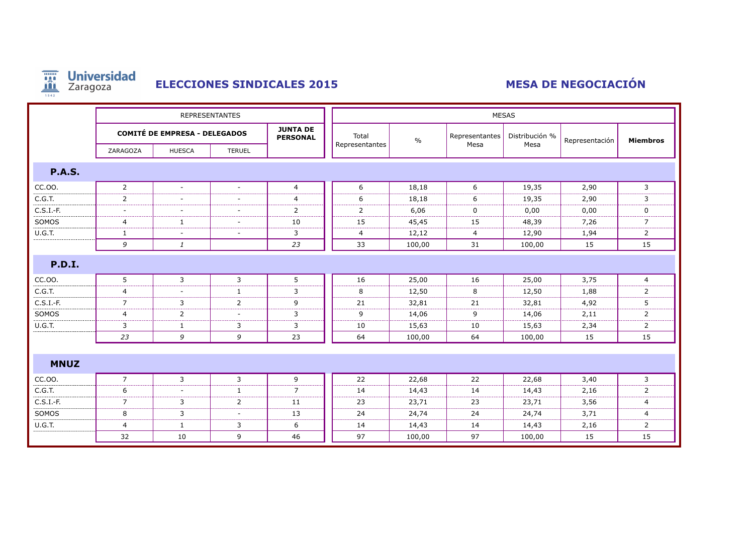ELECCIONES SINDICALES 2015

MESA DE NEGOCIACIÓN

| | REPRESENTANTES | | | | MESAS | | | | | |
|---|---|---|---|---|---|---|---|---|---|---|
| | **COMITÉ DE EMPRESA - DELEGADOS** | | | **JUNTA DE PERSONAL** | Total Representantes | % | Representantes Mesa | Distribución % Mesa | Representación | **Miembros** |
| | ZARAGOZA | HUESCA | TERUEL | | | | | | | |
| **P.A.S.** | | | | | | | | | | |
| CC.OO. | 2 | - | - | 4 | 6 | 18,18 | 6 | 19,35 | 2,90 | 3 |
| C.G.T. | 2 | - | - | 4 | 6 | 18,18 | 6 | 19,35 | 2,90 | 3 |
| C.S.I.-F. | - | - | - | 2 | 2 | 6,06 | 0 | 0,00 | 0,00 | 0 |
| SOMOS | 4 | 1 | - | 10 | 15 | 45,45 | 15 | 48,39 | 7,26 | 7 |
| U.G.T. | 1 | - | - | 3 | 4 | 12,12 | 4 | 12,90 | 1,94 | 2 |
| | *9* | *1* | | *23* | 33 | 100,00 | 31 | 100,00 | 15 | 15 |
| **P.D.I.** | | | | | | | | | | |
| CC.OO. | 5 | 3 | 3 | 5 | 16 | 25,00 | 16 | 25,00 | 3,75 | 4 |
| C.G.T. | 4 | - | 1 | 3 | 8 | 12,50 | 8 | 12,50 | 1,88 | 2 |
| C.S.I.-F. | 7 | 3 | 2 | 9 | 21 | 32,81 | 21 | 32,81 | 4,92 | 5 |
| SOMOS | 4 | 2 | - | 3 | 9 | 14,06 | 9 | 14,06 | 2,11 | 2 |
| U.G.T. | 3 | 1 | 3 | 3 | 10 | 15,63 | 10 | 15,63 | 2,34 | 2 |
| | *23* | *9* | *9* | 23 | 64 | 100,00 | 64 | 100,00 | 15 | 15 |
| **MNUZ** | | | | | | | | | | |
| CC.OO. | 7 | 3 | 3 | 9 | 22 | 22,68 | 22 | 22,68 | 3,40 | 3 |
| C.G.T. | 6 | - | 1 | 7 | 14 | 14,43 | 14 | 14,43 | 2,16 | 2 |
| C.S.I.-F. | 7 | 3 | 2 | 11 | 23 | 23,71 | 23 | 23,71 | 3,56 | 4 |
| SOMOS | 8 | 3 | - | 13 | 24 | 24,74 | 24 | 24,74 | 3,71 | 4 |
| U.G.T. | 4 | 1 | 3 | 6 | 14 | 14,43 | 14 | 14,43 | 2,16 | 2 |
| | 32 | 10 | 9 | 46 | 97 | 100,00 | 97 | 100,00 | 15 | 15 |